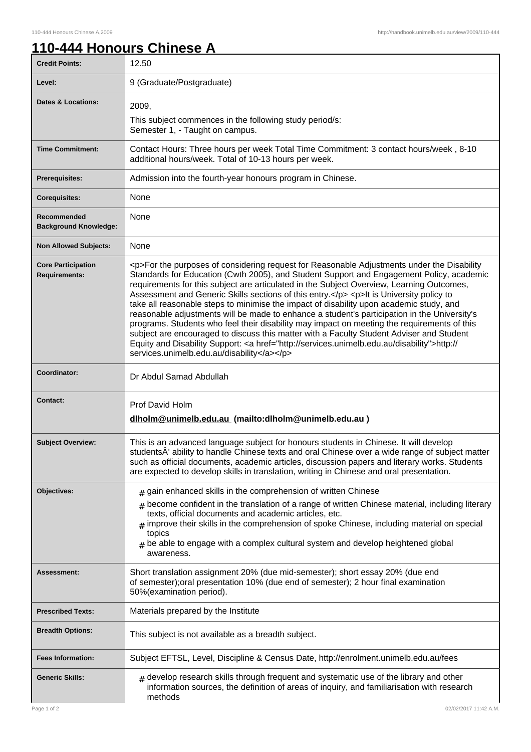# 110-444 Honours Chinese A

| | |
|---|---|
| **Credit Points:** | 12.50 |
| **Level:** | 9 (Graduate/Postgraduate) |
| **Dates & Locations:** | 2009,<br>This subject commences in the following study period/s:<br>Semester 1, - Taught on campus. |
| **Time Commitment:** | Contact Hours: Three hours per week Total Time Commitment: 3 contact hours/week , 8-10 additional hours/week. Total of 10-13 hours per week. |
| **Prerequisites:** | Admission into the fourth-year honours program in Chinese. |
| **Corequisites:** | None |
| **Recommended Background Knowledge:** | None |
| **Non Allowed Subjects:** | None |
| **Core Participation Requirements:** | <p>For the purposes of considering request for Reasonable Adjustments under the Disability Standards for Education (Cwth 2005), and Student Support and Engagement Policy, academic requirements for this subject are articulated in the Subject Overview, Learning Outcomes, Assessment and Generic Skills sections of this entry.</p> <p>It is University policy to take all reasonable steps to minimise the impact of disability upon academic study, and reasonable adjustments will be made to enhance a student's participation in the University's programs. Students who feel their disability may impact on meeting the requirements of this subject are encouraged to discuss this matter with a Faculty Student Adviser and Student Equity and Disability Support: <a href="http://services.unimelb.edu.au/disability">http://services.unimelb.edu.au/disability</a></p> |
| **Coordinator:** | Dr Abdul Samad Abdullah |
| **Contact:** | Prof David Holm<br>**dlholm@unimelb.edu.au (mailto:dlholm@unimelb.edu.au )** |
| **Subject Overview:** | This is an advanced language subject for honours students in Chinese. It will develop studentsÂ' ability to handle Chinese texts and oral Chinese over a wide range of subject matter such as official documents, academic articles, discussion papers and literary works. Students are expected to develop skills in translation, writing in Chinese and oral presentation. |
| **Objectives:** | # gain enhanced skills in the comprehension of written Chinese<br># become confident in the translation of a range of written Chinese material, including literary texts, official documents and academic articles, etc.<br># improve their skills in the comprehension of spoke Chinese, including material on special topics<br># be able to engage with a complex cultural system and develop heightened global awareness. |
| **Assessment:** | Short translation assignment 20% (due mid-semester); short essay 20% (due end of semester);oral presentation 10% (due end of semester); 2 hour final examination 50%(examination period). |
| **Prescribed Texts:** | Materials prepared by the Institute |
| **Breadth Options:** | This subject is not available as a breadth subject. |
| **Fees Information:** | Subject EFTSL, Level, Discipline & Census Date, http://enrolment.unimelb.edu.au/fees |
| **Generic Skills:** | # develop research skills through frequent and systematic use of the library and other information sources, the definition of areas of inquiry, and familiarisation with research methods |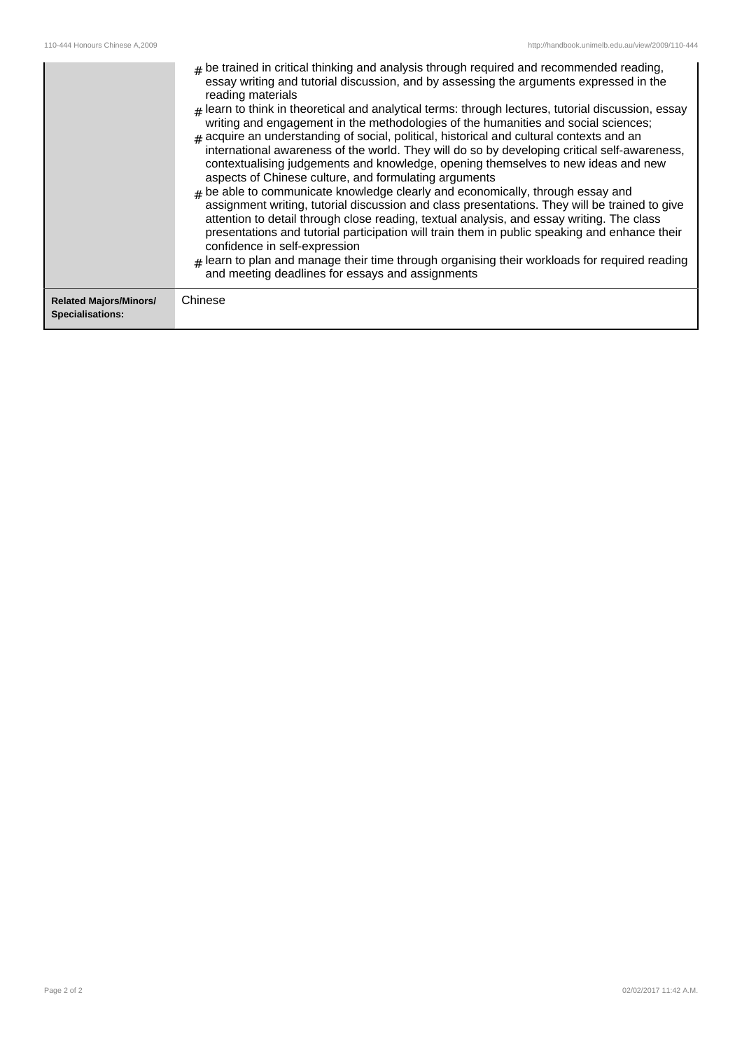| | |
|---|---|
| | # be trained in critical thinking and analysis through required and recommended reading, essay writing and tutorial discussion, and by assessing the arguments expressed in the reading materials<br># learn to think in theoretical and analytical terms: through lectures, tutorial discussion, essay writing and engagement in the methodologies of the humanities and social sciences;<br># acquire an understanding of social, political, historical and cultural contexts and an international awareness of the world. They will do so by developing critical self-awareness, contextualising judgements and knowledge, opening themselves to new ideas and new aspects of Chinese culture, and formulating arguments<br># be able to communicate knowledge clearly and economically, through essay and assignment writing, tutorial discussion and class presentations. They will be trained to give attention to detail through close reading, textual analysis, and essay writing. The class presentations and tutorial participation will train them in public speaking and enhance their confidence in self-expression<br># learn to plan and manage their time through organising their workloads for required reading and meeting deadlines for essays and assignments |
| **Related Majors/Minors/ Specialisations:** | Chinese |